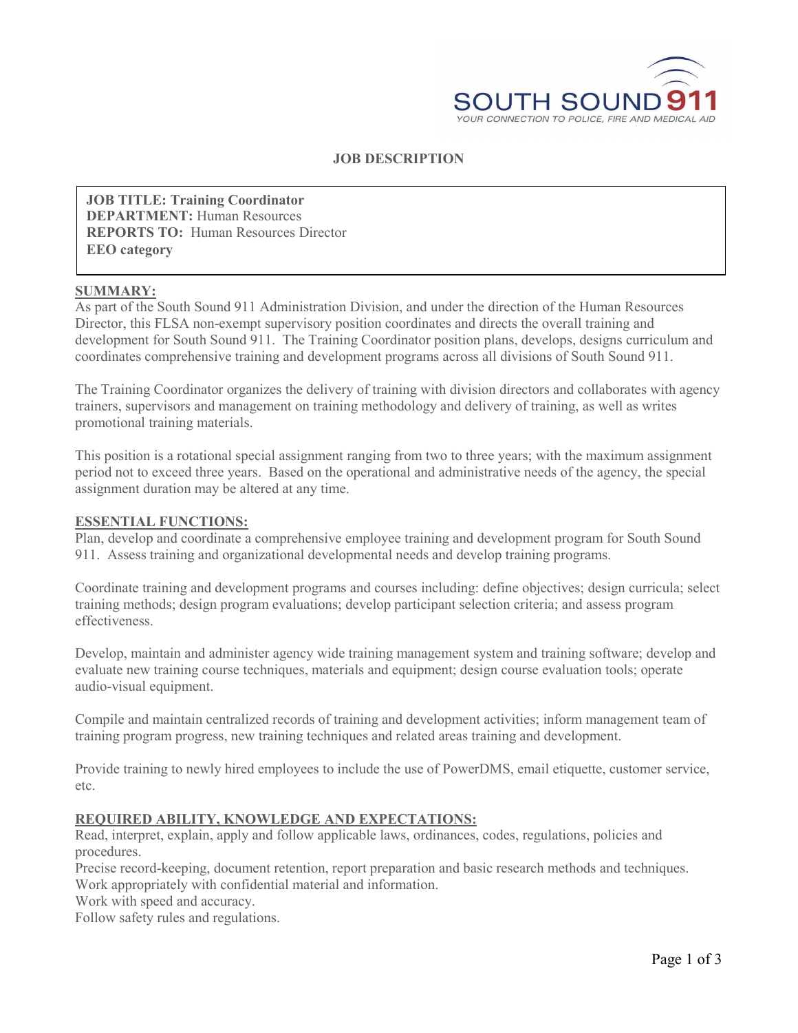SOUTH SOUND 911
YOUR CONNECTION TO POLICE, FIRE AND MEDICAL AID

# JOB DESCRIPTION

**JOB TITLE: Training Coordinator**
**DEPARTMENT:** Human Resources
**REPORTS TO:** Human Resources Director
**EEO category**

## SUMMARY:

As part of the South Sound 911 Administration Division, and under the direction of the Human Resources Director, this FLSA non-exempt supervisory position coordinates and directs the overall training and development for South Sound 911. The Training Coordinator position plans, develops, designs curriculum and coordinates comprehensive training and development programs across all divisions of South Sound 911.

The Training Coordinator organizes the delivery of training with division directors and collaborates with agency trainers, supervisors and management on training methodology and delivery of training, as well as writes promotional training materials.

This position is a rotational special assignment ranging from two to three years; with the maximum assignment period not to exceed three years. Based on the operational and administrative needs of the agency, the special assignment duration may be altered at any time.

## ESSENTIAL FUNCTIONS:

Plan, develop and coordinate a comprehensive employee training and development program for South Sound 911. Assess training and organizational developmental needs and develop training programs.

Coordinate training and development programs and courses including: define objectives; design curricula; select training methods; design program evaluations; develop participant selection criteria; and assess program effectiveness.

Develop, maintain and administer agency wide training management system and training software; develop and evaluate new training course techniques, materials and equipment; design course evaluation tools; operate audio-visual equipment.

Compile and maintain centralized records of training and development activities; inform management team of training program progress, new training techniques and related areas training and development.

Provide training to newly hired employees to include the use of PowerDMS, email etiquette, customer service, etc.

## REQUIRED ABILITY, KNOWLEDGE AND EXPECTATIONS:

Read, interpret, explain, apply and follow applicable laws, ordinances, codes, regulations, policies and procedures.
Precise record-keeping, document retention, report preparation and basic research methods and techniques.
Work appropriately with confidential material and information.
Work with speed and accuracy.
Follow safety rules and regulations.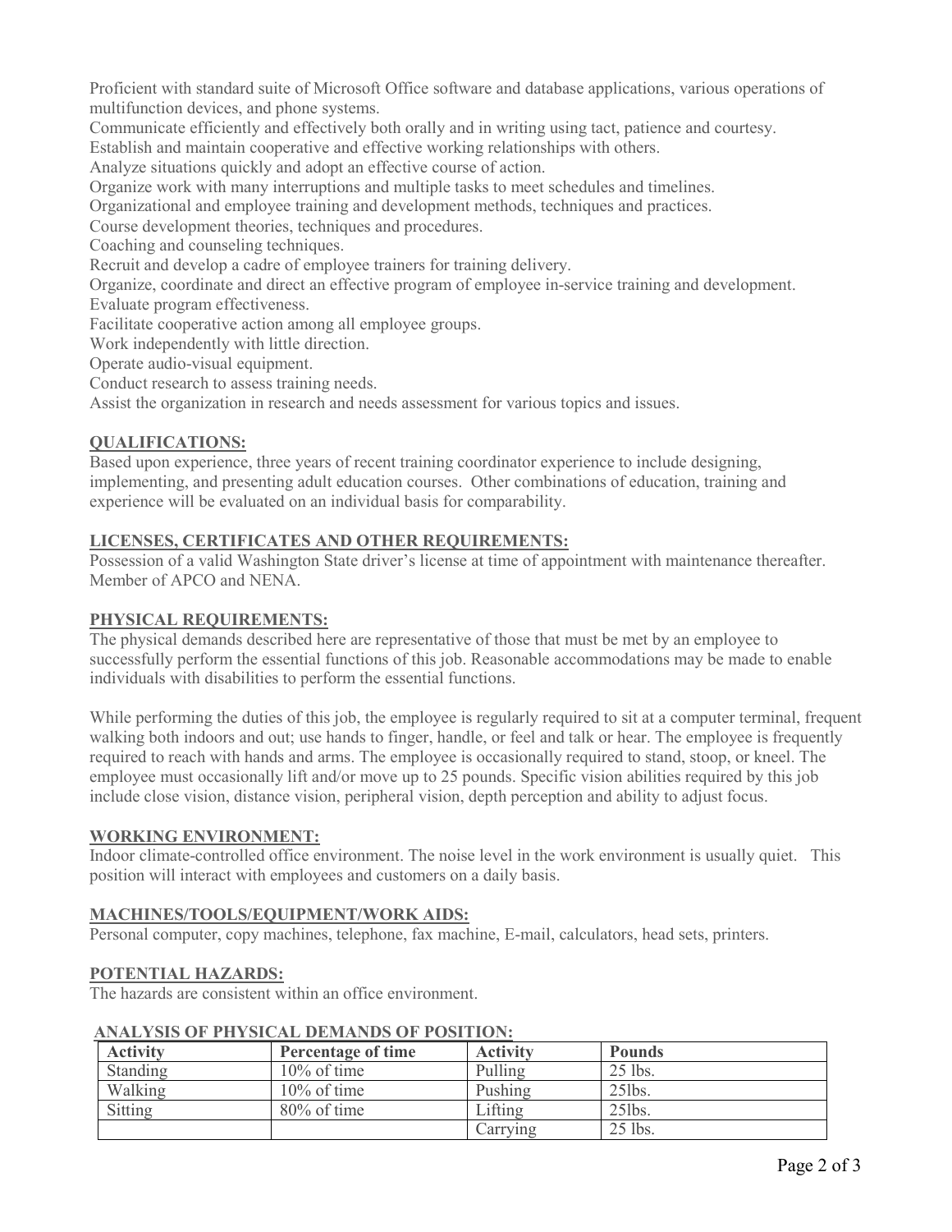Proficient with standard suite of Microsoft Office software and database applications, various operations of multifunction devices, and phone systems.
Communicate efficiently and effectively both orally and in writing using tact, patience and courtesy.
Establish and maintain cooperative and effective working relationships with others.
Analyze situations quickly and adopt an effective course of action.
Organize work with many interruptions and multiple tasks to meet schedules and timelines.
Organizational and employee training and development methods, techniques and practices.
Course development theories, techniques and procedures.
Coaching and counseling techniques.
Recruit and develop a cadre of employee trainers for training delivery.
Organize, coordinate and direct an effective program of employee in-service training and development.
Evaluate program effectiveness.
Facilitate cooperative action among all employee groups.
Work independently with little direction.
Operate audio-visual equipment.
Conduct research to assess training needs.
Assist the organization in research and needs assessment for various topics and issues.

## QUALIFICATIONS:

Based upon experience, three years of recent training coordinator experience to include designing, implementing, and presenting adult education courses. Other combinations of education, training and experience will be evaluated on an individual basis for comparability.

## LICENSES, CERTIFICATES AND OTHER REQUIREMENTS:

Possession of a valid Washington State driver's license at time of appointment with maintenance thereafter. Member of APCO and NENA.

## PHYSICAL REQUIREMENTS:

The physical demands described here are representative of those that must be met by an employee to successfully perform the essential functions of this job. Reasonable accommodations may be made to enable individuals with disabilities to perform the essential functions.

While performing the duties of this job, the employee is regularly required to sit at a computer terminal, frequent walking both indoors and out; use hands to finger, handle, or feel and talk or hear. The employee is frequently required to reach with hands and arms. The employee is occasionally required to stand, stoop, or kneel. The employee must occasionally lift and/or move up to 25 pounds. Specific vision abilities required by this job include close vision, distance vision, peripheral vision, depth perception and ability to adjust focus.

## WORKING ENVIRONMENT:

Indoor climate-controlled office environment. The noise level in the work environment is usually quiet. This position will interact with employees and customers on a daily basis.

## MACHINES/TOOLS/EQUIPMENT/WORK AIDS:

Personal computer, copy machines, telephone, fax machine, E-mail, calculators, head sets, printers.

## POTENTIAL HAZARDS:

The hazards are consistent within an office environment.

## ANALYSIS OF PHYSICAL DEMANDS OF POSITION:

| Activity | Percentage of time | Activity | Pounds |
|---|---|---|---|
| Standing | 10% of time | Pulling | 25 lbs. |
| Walking | 10% of time | Pushing | 25lbs. |
| Sitting | 80% of time | Lifting | 25lbs. |
| | | Carrying | 25 lbs. |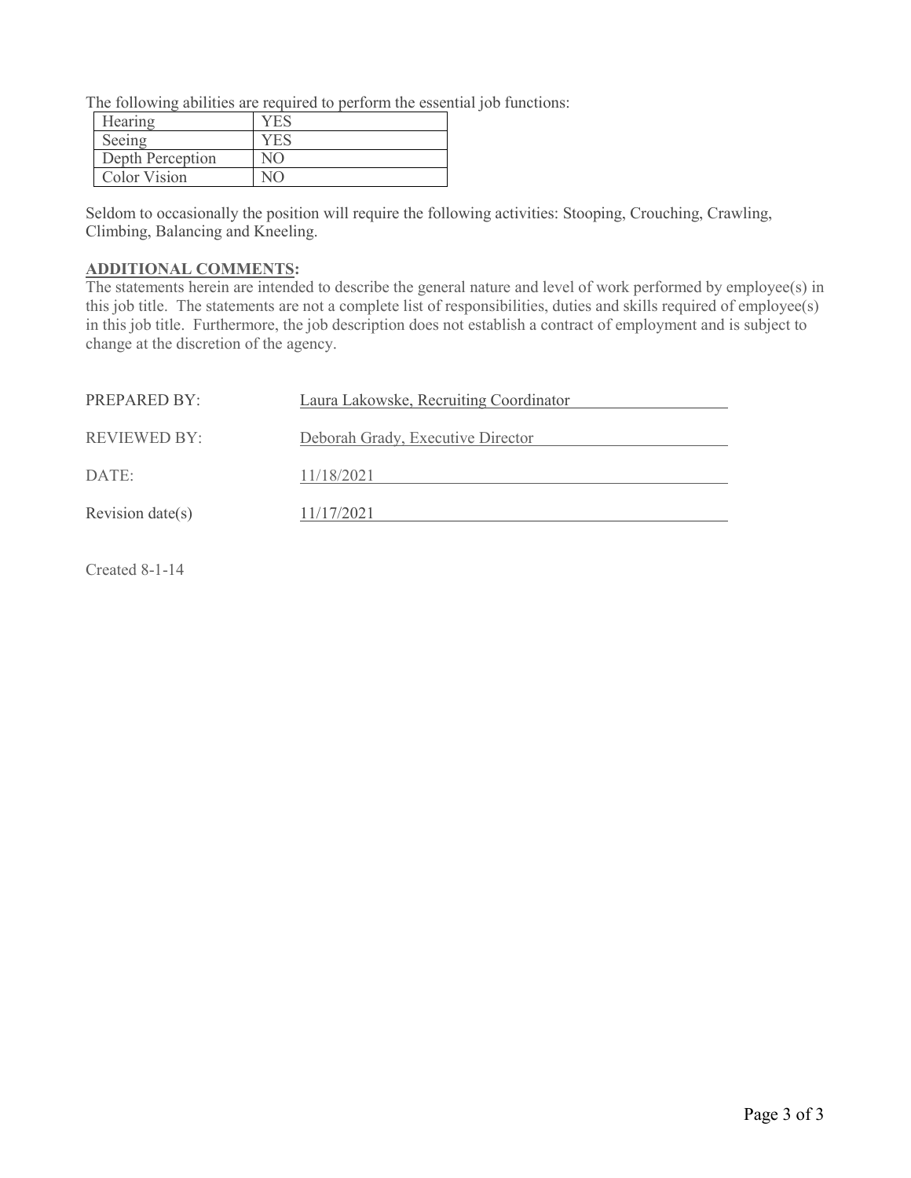The following abilities are required to perform the essential job functions:

| | |
|---|---|
| Hearing | YES |
| Seeing | YES |
| Depth Perception | NO |
| Color Vision | NO |

Seldom to occasionally the position will require the following activities: Stooping, Crouching, Crawling, Climbing, Balancing and Kneeling.

**ADDITIONAL COMMENTS:**

The statements herein are intended to describe the general nature and level of work performed by employee(s) in this job title. The statements are not a complete list of responsibilities, duties and skills required of employee(s) in this job title. Furthermore, the job description does not establish a contract of employment and is subject to change at the discretion of the agency.

PREPARED BY: Laura Lakowske, Recruiting Coordinator

REVIEWED BY: Deborah Grady, Executive Director

DATE: 11/18/2021

Revision date(s) 11/17/2021

Created 8-1-14